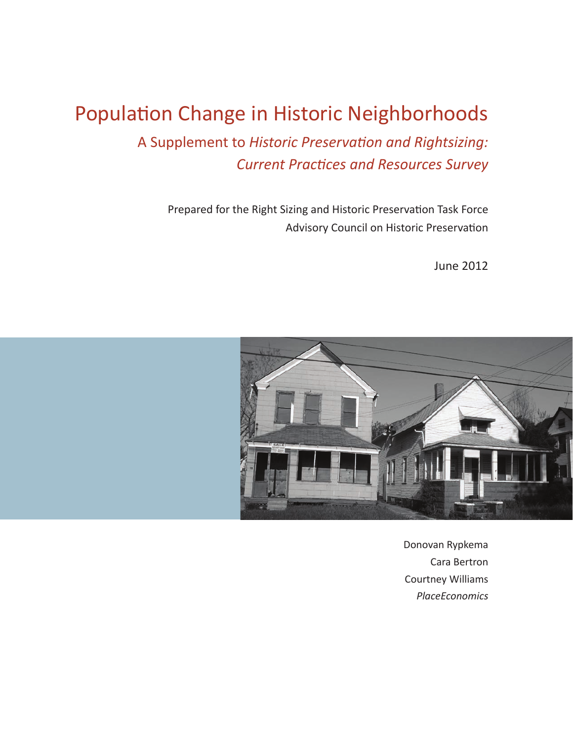# Population Change in Historic Neighborhoods

## A Supplement to *Historic Preservation and Rightsizing: Current Practices and Resources Survey*

Prepared for the Right Sizing and Historic Preservation Task Force
Advisory Council on Historic Preservation

June 2012

Donovan Rypkema
Cara Bertron
Courtney Williams
*PlaceEconomics*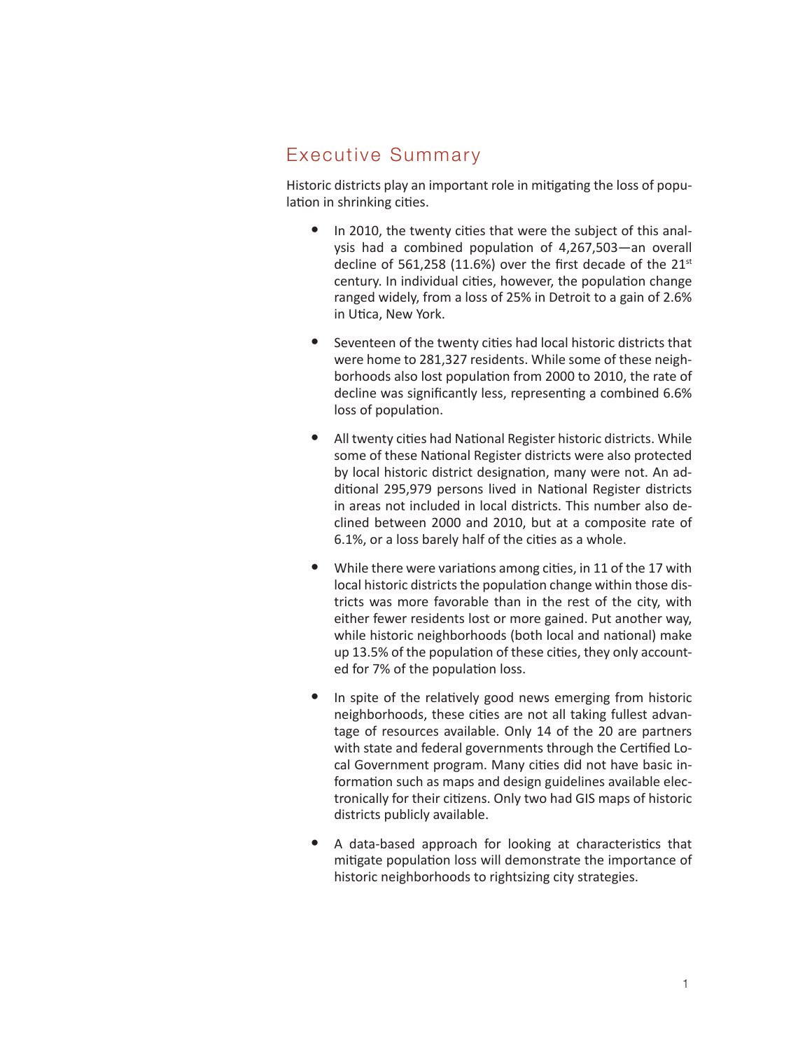## Executive Summary

Historic districts play an important role in mitigating the loss of population in shrinking cities.

- In 2010, the twenty cities that were the subject of this analysis had a combined population of 4,267,503—an overall decline of 561,258 (11.6%) over the first decade of the 21st century. In individual cities, however, the population change ranged widely, from a loss of 25% in Detroit to a gain of 2.6% in Utica, New York.
- Seventeen of the twenty cities had local historic districts that were home to 281,327 residents. While some of these neighborhoods also lost population from 2000 to 2010, the rate of decline was significantly less, representing a combined 6.6% loss of population.
- All twenty cities had National Register historic districts. While some of these National Register districts were also protected by local historic district designation, many were not. An additional 295,979 persons lived in National Register districts in areas not included in local districts. This number also declined between 2000 and 2010, but at a composite rate of 6.1%, or a loss barely half of the cities as a whole.
- While there were variations among cities, in 11 of the 17 with local historic districts the population change within those districts was more favorable than in the rest of the city, with either fewer residents lost or more gained. Put another way, while historic neighborhoods (both local and national) make up 13.5% of the population of these cities, they only accounted for 7% of the population loss.
- In spite of the relatively good news emerging from historic neighborhoods, these cities are not all taking fullest advantage of resources available. Only 14 of the 20 are partners with state and federal governments through the Certified Local Government program. Many cities did not have basic information such as maps and design guidelines available electronically for their citizens. Only two had GIS maps of historic districts publicly available.
- A data-based approach for looking at characteristics that mitigate population loss will demonstrate the importance of historic neighborhoods to rightsizing city strategies.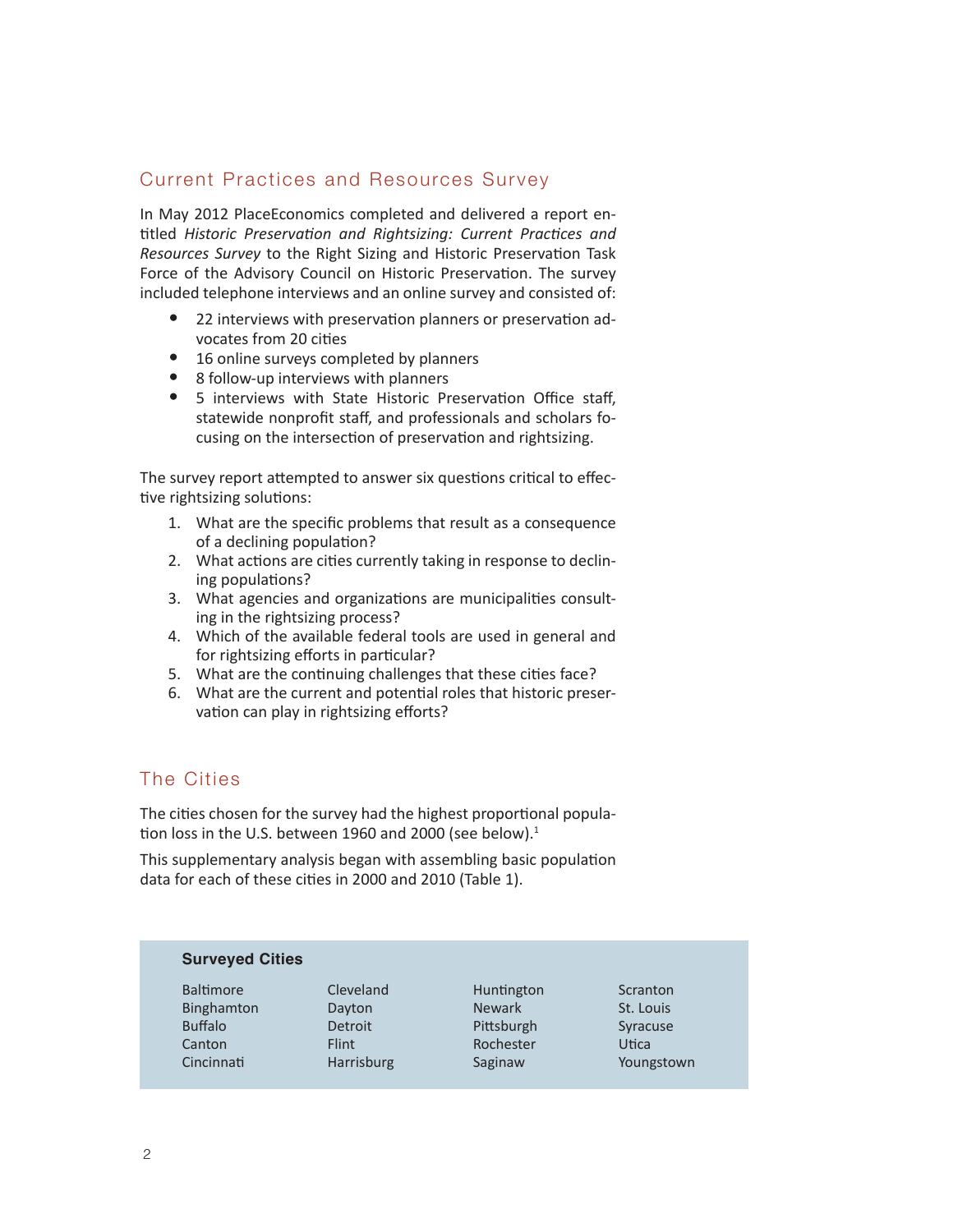## Current Practices and Resources Survey

In May 2012 PlaceEconomics completed and delivered a report entitled *Historic Preservation and Rightsizing: Current Practices and Resources Survey* to the Right Sizing and Historic Preservation Task Force of the Advisory Council on Historic Preservation. The survey included telephone interviews and an online survey and consisted of:

- 22 interviews with preservation planners or preservation advocates from 20 cities
- 16 online surveys completed by planners
- 8 follow-up interviews with planners
- 5 interviews with State Historic Preservation Office staff, statewide nonprofit staff, and professionals and scholars focusing on the intersection of preservation and rightsizing.

The survey report attempted to answer six questions critical to effective rightsizing solutions:

1. What are the specific problems that result as a consequence of a declining population?
2. What actions are cities currently taking in response to declining populations?
3. What agencies and organizations are municipalities consulting in the rightsizing process?
4. Which of the available federal tools are used in general and for rightsizing efforts in particular?
5. What are the continuing challenges that these cities face?
6. What are the current and potential roles that historic preservation can play in rightsizing efforts?

## The Cities

The cities chosen for the survey had the highest proportional population loss in the U.S. between 1960 and 2000 (see below).[1]

This supplementary analysis began with assembling basic population data for each of these cities in 2000 and 2010 (Table 1).

**Surveyed Cities**

| | | | |
|---|---|---|---|
| Baltimore | Cleveland | Huntington | Scranton |
| Binghamton | Dayton | Newark | St. Louis |
| Buffalo | Detroit | Pittsburgh | Syracuse |
| Canton | Flint | Rochester | Utica |
| Cincinnati | Harrisburg | Saginaw | Youngstown |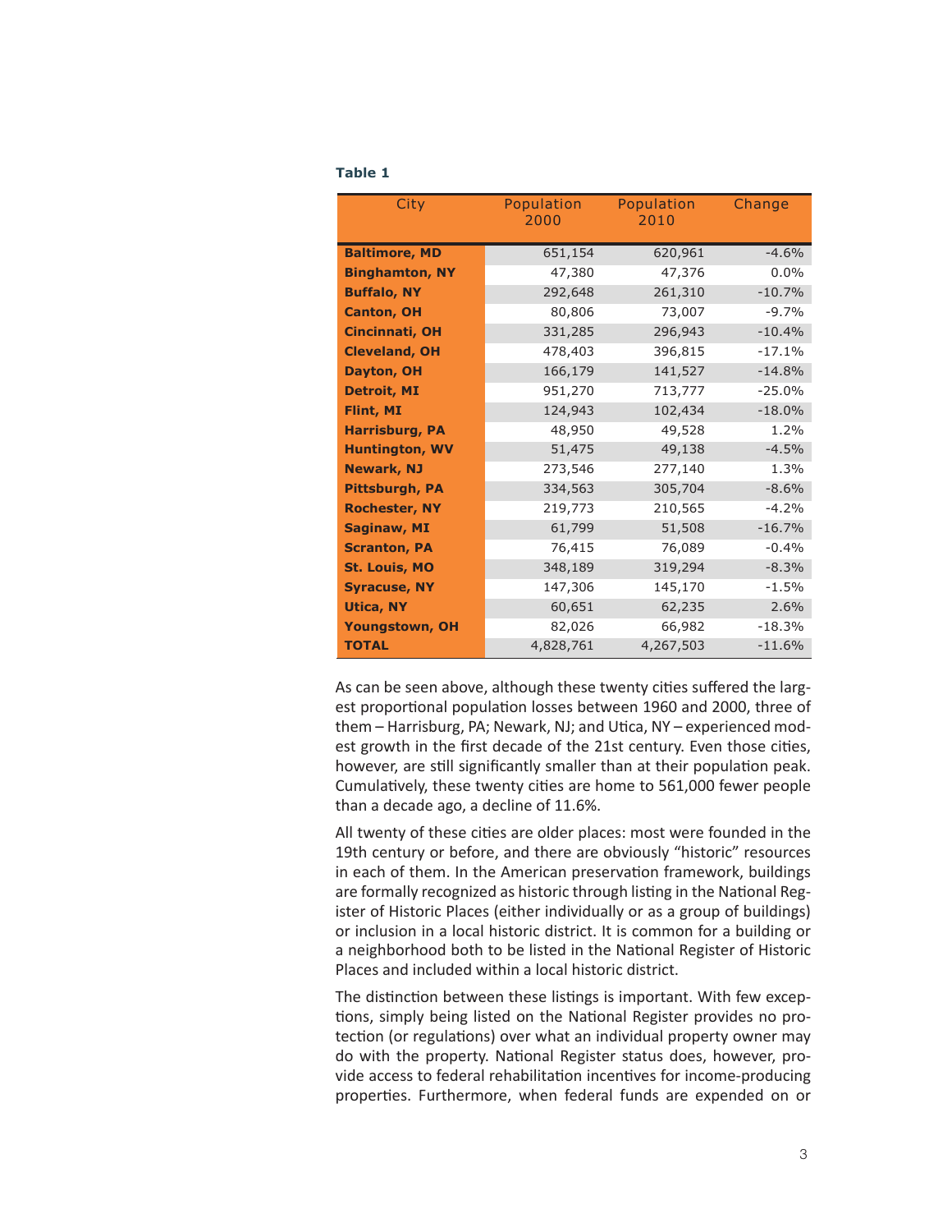**Table 1**

| City | Population 2000 | Population 2010 | Change |
|---|---|---|---|
| **Baltimore, MD** | 651,154 | 620,961 | -4.6% |
| **Binghamton, NY** | 47,380 | 47,376 | 0.0% |
| **Buffalo, NY** | 292,648 | 261,310 | -10.7% |
| **Canton, OH** | 80,806 | 73,007 | -9.7% |
| **Cincinnati, OH** | 331,285 | 296,943 | -10.4% |
| **Cleveland, OH** | 478,403 | 396,815 | -17.1% |
| **Dayton, OH** | 166,179 | 141,527 | -14.8% |
| **Detroit, MI** | 951,270 | 713,777 | -25.0% |
| **Flint, MI** | 124,943 | 102,434 | -18.0% |
| **Harrisburg, PA** | 48,950 | 49,528 | 1.2% |
| **Huntington, WV** | 51,475 | 49,138 | -4.5% |
| **Newark, NJ** | 273,546 | 277,140 | 1.3% |
| **Pittsburgh, PA** | 334,563 | 305,704 | -8.6% |
| **Rochester, NY** | 219,773 | 210,565 | -4.2% |
| **Saginaw, MI** | 61,799 | 51,508 | -16.7% |
| **Scranton, PA** | 76,415 | 76,089 | -0.4% |
| **St. Louis, MO** | 348,189 | 319,294 | -8.3% |
| **Syracuse, NY** | 147,306 | 145,170 | -1.5% |
| **Utica, NY** | 60,651 | 62,235 | 2.6% |
| **Youngstown, OH** | 82,026 | 66,982 | -18.3% |
| **TOTAL** | 4,828,761 | 4,267,503 | -11.6% |

As can be seen above, although these twenty cities suffered the largest proportional population losses between 1960 and 2000, three of them – Harrisburg, PA; Newark, NJ; and Utica, NY – experienced modest growth in the first decade of the 21st century. Even those cities, however, are still significantly smaller than at their population peak. Cumulatively, these twenty cities are home to 561,000 fewer people than a decade ago, a decline of 11.6%.

All twenty of these cities are older places: most were founded in the 19th century or before, and there are obviously "historic" resources in each of them. In the American preservation framework, buildings are formally recognized as historic through listing in the National Register of Historic Places (either individually or as a group of buildings) or inclusion in a local historic district. It is common for a building or a neighborhood both to be listed in the National Register of Historic Places and included within a local historic district.

The distinction between these listings is important. With few exceptions, simply being listed on the National Register provides no protection (or regulations) over what an individual property owner may do with the property. National Register status does, however, provide access to federal rehabilitation incentives for income-producing properties. Furthermore, when federal funds are expended on or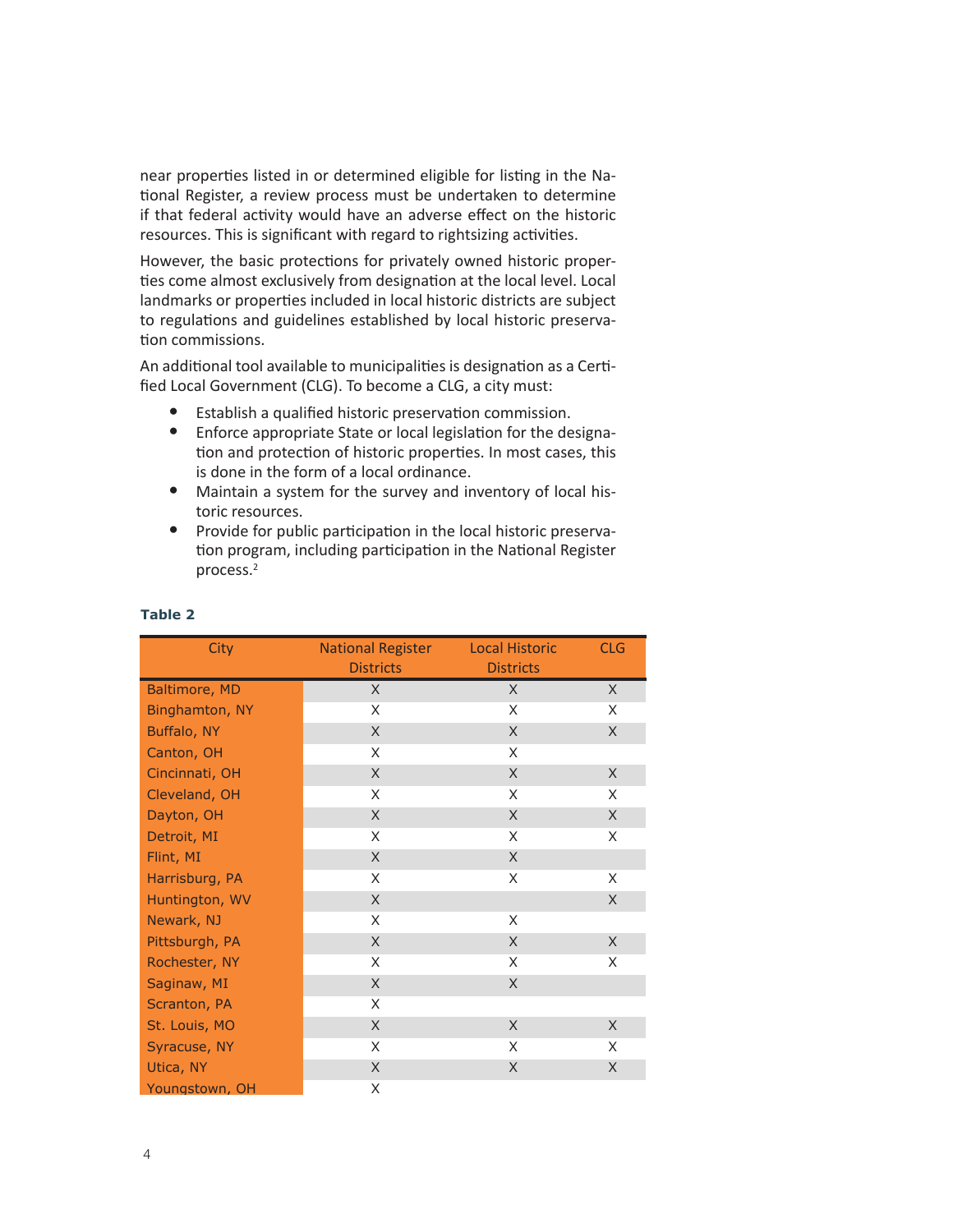near properties listed in or determined eligible for listing in the National Register, a review process must be undertaken to determine if that federal activity would have an adverse effect on the historic resources. This is significant with regard to rightsizing activities.

However, the basic protections for privately owned historic properties come almost exclusively from designation at the local level. Local landmarks or properties included in local historic districts are subject to regulations and guidelines established by local historic preservation commissions.

An additional tool available to municipalities is designation as a Certified Local Government (CLG). To become a CLG, a city must:

- Establish a qualified historic preservation commission.
- Enforce appropriate State or local legislation for the designation and protection of historic properties. In most cases, this is done in the form of a local ordinance.
- Maintain a system for the survey and inventory of local historic resources.
- Provide for public participation in the local historic preservation program, including participation in the National Register process.[2]

**Table 2**

| City | National Register Districts | Local Historic Districts | CLG |
|---|---|---|---|
| Baltimore, MD | X | X | X |
| Binghamton, NY | X | X | X |
| Buffalo, NY | X | X | X |
| Canton, OH | X | X | |
| Cincinnati, OH | X | X | X |
| Cleveland, OH | X | X | X |
| Dayton, OH | X | X | X |
| Detroit, MI | X | X | X |
| Flint, MI | X | X | |
| Harrisburg, PA | X | X | X |
| Huntington, WV | X | | X |
| Newark, NJ | X | X | |
| Pittsburgh, PA | X | X | X |
| Rochester, NY | X | X | X |
| Saginaw, MI | X | X | |
| Scranton, PA | X | | |
| St. Louis, MO | X | X | X |
| Syracuse, NY | X | X | X |
| Utica, NY | X | X | X |
| Youngstown, OH | X | | |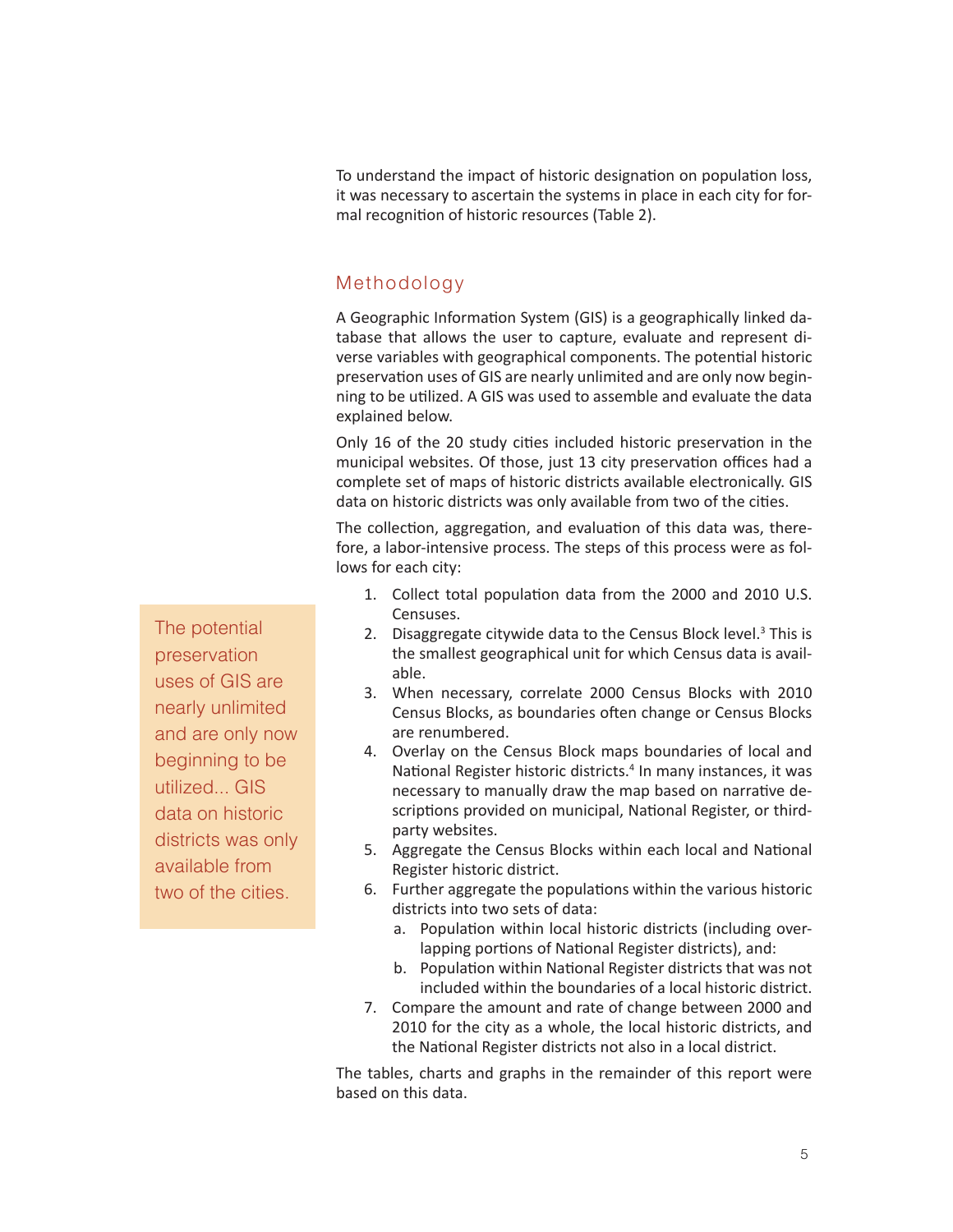To understand the impact of historic designation on population loss, it was necessary to ascertain the systems in place in each city for formal recognition of historic resources (Table 2).

## Methodology

A Geographic Information System (GIS) is a geographically linked database that allows the user to capture, evaluate and represent diverse variables with geographical components. The potential historic preservation uses of GIS are nearly unlimited and are only now beginning to be utilized. A GIS was used to assemble and evaluate the data explained below.

Only 16 of the 20 study cities included historic preservation in the municipal websites. Of those, just 13 city preservation offices had a complete set of maps of historic districts available electronically. GIS data on historic districts was only available from two of the cities.

The collection, aggregation, and evaluation of this data was, therefore, a labor-intensive process. The steps of this process were as follows for each city:

> The potential preservation uses of GIS are nearly unlimited and are only now beginning to be utilized... GIS data on historic districts was only available from two of the cities.

1. Collect total population data from the 2000 and 2010 U.S. Censuses.
2. Disaggregate citywide data to the Census Block level.[3] This is the smallest geographical unit for which Census data is available.
3. When necessary, correlate 2000 Census Blocks with 2010 Census Blocks, as boundaries often change or Census Blocks are renumbered.
4. Overlay on the Census Block maps boundaries of local and National Register historic districts.[4] In many instances, it was necessary to manually draw the map based on narrative descriptions provided on municipal, National Register, or third-party websites.
5. Aggregate the Census Blocks within each local and National Register historic district.
6. Further aggregate the populations within the various historic districts into two sets of data:
   a. Population within local historic districts (including overlapping portions of National Register districts), and:
   b. Population within National Register districts that was not included within the boundaries of a local historic district.
7. Compare the amount and rate of change between 2000 and 2010 for the city as a whole, the local historic districts, and the National Register districts not also in a local district.

The tables, charts and graphs in the remainder of this report were based on this data.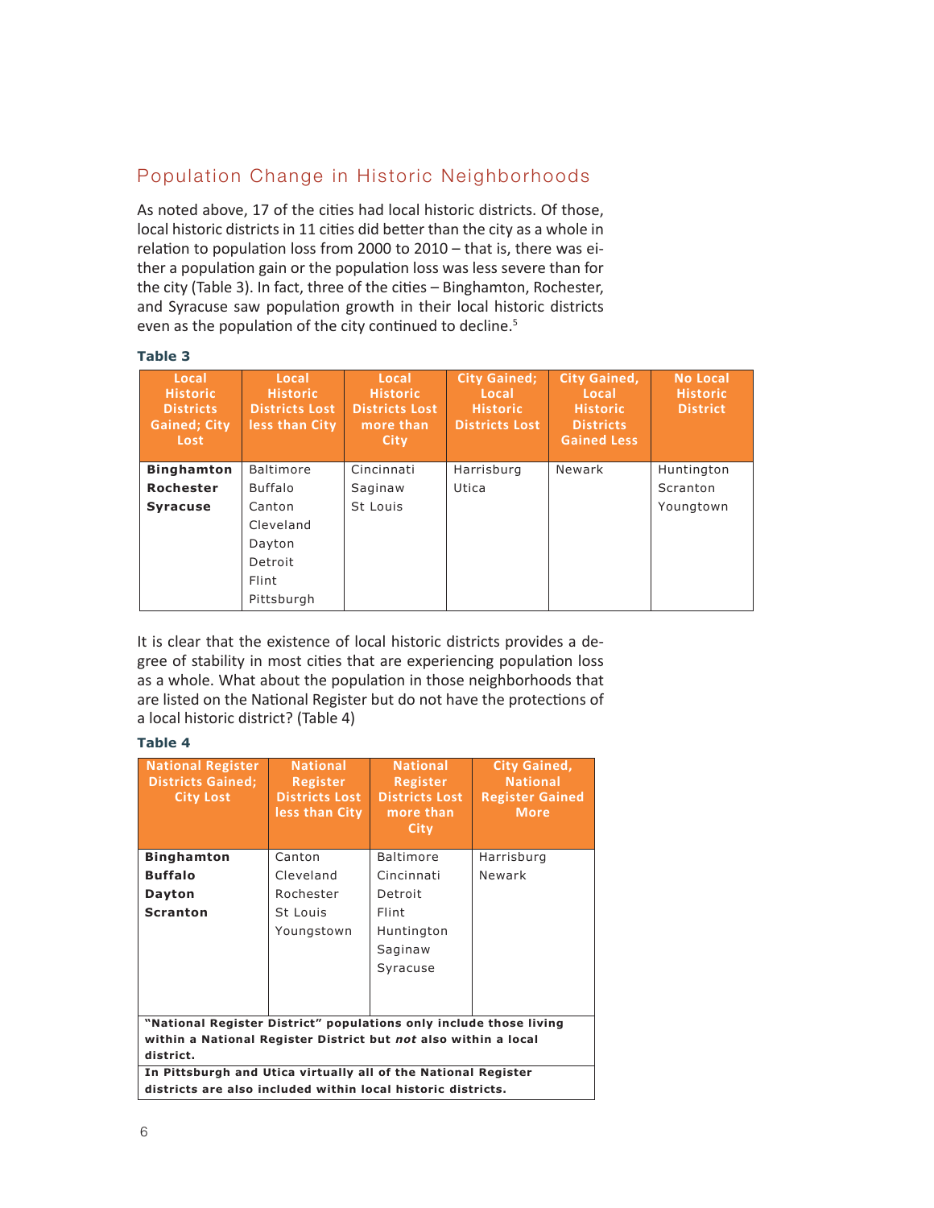## Population Change in Historic Neighborhoods

As noted above, 17 of the cities had local historic districts. Of those, local historic districts in 11 cities did better than the city as a whole in relation to population loss from 2000 to 2010 – that is, there was either a population gain or the population loss was less severe than for the city (Table 3). In fact, three of the cities – Binghamton, Rochester, and Syracuse saw population growth in their local historic districts even as the population of the city continued to decline.[5]

**Table 3**

| Local Historic Districts Gained; City Lost | Local Historic Districts Lost less than City | Local Historic Districts Lost more than City | City Gained; Local Historic Districts Lost | City Gained, Local Historic Districts Gained Less | No Local Historic District |
|---|---|---|---|---|---|
| **Binghamton** | Baltimore | Cincinnati | Harrisburg | Newark | Huntington |
| **Rochester** | Buffalo | Saginaw | Utica | | Scranton |
| **Syracuse** | Canton | St Louis | | | Youngtown |
| | Cleveland | | | | |
| | Dayton | | | | |
| | Detroit | | | | |
| | Flint | | | | |
| | Pittsburgh | | | | |

It is clear that the existence of local historic districts provides a degree of stability in most cities that are experiencing population loss as a whole. What about the population in those neighborhoods that are listed on the National Register but do not have the protections of a local historic district? (Table 4)

**Table 4**

| National Register Districts Gained; City Lost | National Register Districts Lost less than City | National Register Districts Lost more than City | City Gained, National Register Gained More |
|---|---|---|---|
| **Binghamton** | Canton | Baltimore | Harrisburg |
| **Buffalo** | Cleveland | Cincinnati | Newark |
| **Dayton** | Rochester | Detroit | |
| **Scranton** | St Louis | Flint | |
| | Youngstown | Huntington | |
| | | Saginaw | |
| | | Syracuse | |

**"National Register District" populations only include those living within a National Register District but *not* also within a local district.**

**In Pittsburgh and Utica virtually all of the National Register districts are also included within local historic districts.**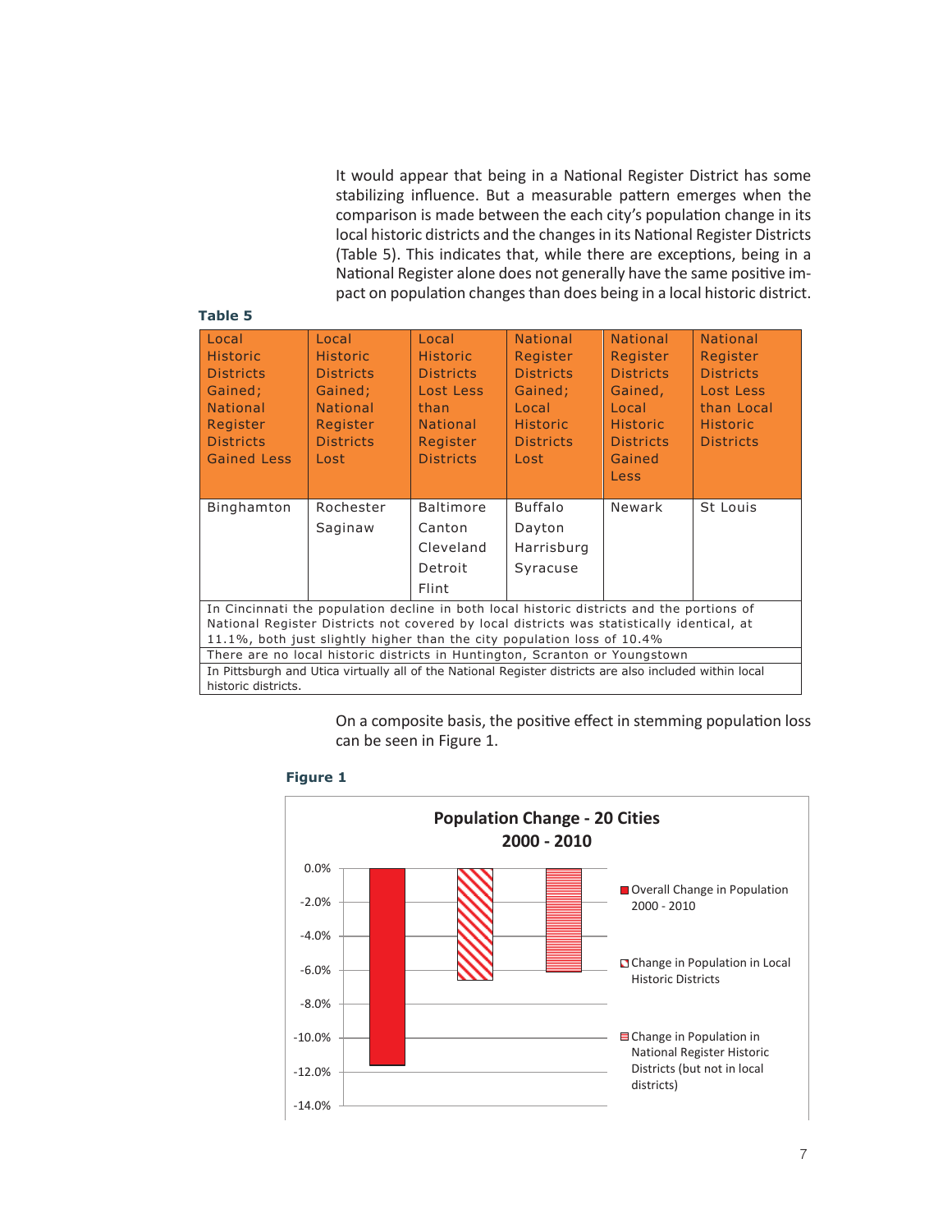It would appear that being in a National Register District has some stabilizing influence. But a measurable pattern emerges when the comparison is made between the each city's population change in its local historic districts and the changes in its National Register Districts (Table 5). This indicates that, while there are exceptions, being in a National Register alone does not generally have the same positive impact on population changes than does being in a local historic district.

**Table 5**

| Local Historic Districts Gained; National Register Districts Gained Less | Local Historic Districts Gained; National Register Districts Lost | Local Historic Districts Lost Less than National Register Districts | National Register Districts Gained; Local Historic Districts Lost | National Register Districts Gained, Local Historic Districts Gained Less | National Register Districts Lost Less than Local Historic Districts |
|---|---|---|---|---|---|
| Binghamton | Rochester<br>Saginaw | Baltimore<br>Canton<br>Cleveland<br>Detroit<br>Flint | Buffalo<br>Dayton<br>Harrisburg<br>Syracuse | Newark | St Louis |
| In Cincinnati the population decline in both local historic districts and the portions of National Register Districts not covered by local districts was statistically identical, at 11.1%, both just slightly higher than the city population loss of 10.4% | | | | | |
| There are no local historic districts in Huntington, Scranton or Youngstown | | | | | |
| In Pittsburgh and Utica virtually all of the National Register districts are also included within local historic districts. | | | | | |

On a composite basis, the positive effect in stemming population loss can be seen in Figure 1.

**Figure 1**

**Population Change - 20 Cities 2000 - 2010**

| Category | Approx. Change |
|---|---|
| Overall Change in Population 2000 - 2010 | ≈ -11.6% |
| Change in Population in Local Historic Districts | ≈ -6.6% |
| Change in Population in National Register Historic Districts (but not in local districts) | ≈ -6.1% |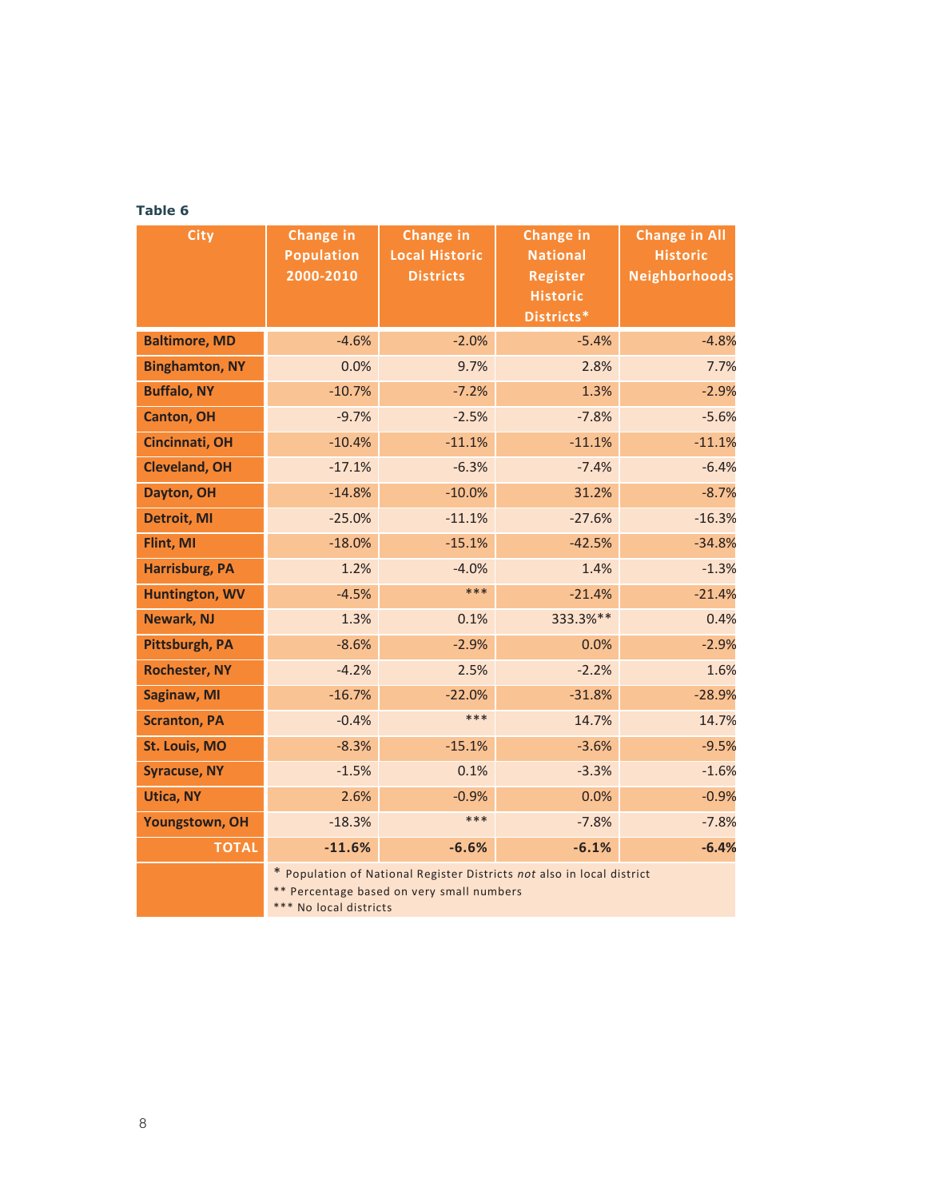**Table 6**

| City | Change in Population 2000-2010 | Change in Local Historic Districts | Change in National Register Historic Districts* | Change in All Historic Neighborhoods |
|---|---|---|---|---|
| Baltimore, MD | -4.6% | -2.0% | -5.4% | -4.8% |
| Binghamton, NY | 0.0% | 9.7% | 2.8% | 7.7% |
| Buffalo, NY | -10.7% | -7.2% | 1.3% | -2.9% |
| Canton, OH | -9.7% | -2.5% | -7.8% | -5.6% |
| Cincinnati, OH | -10.4% | -11.1% | -11.1% | -11.1% |
| Cleveland, OH | -17.1% | -6.3% | -7.4% | -6.4% |
| Dayton, OH | -14.8% | -10.0% | 31.2% | -8.7% |
| Detroit, MI | -25.0% | -11.1% | -27.6% | -16.3% |
| Flint, MI | -18.0% | -15.1% | -42.5% | -34.8% |
| Harrisburg, PA | 1.2% | -4.0% | 1.4% | -1.3% |
| Huntington, WV | -4.5% | *** | -21.4% | -21.4% |
| Newark, NJ | 1.3% | 0.1% | 333.3%** | 0.4% |
| Pittsburgh, PA | -8.6% | -2.9% | 0.0% | -2.9% |
| Rochester, NY | -4.2% | 2.5% | -2.2% | 1.6% |
| Saginaw, MI | -16.7% | -22.0% | -31.8% | -28.9% |
| Scranton, PA | -0.4% | *** | 14.7% | 14.7% |
| St. Louis, MO | -8.3% | -15.1% | -3.6% | -9.5% |
| Syracuse, NY | -1.5% | 0.1% | -3.3% | -1.6% |
| Utica, NY | 2.6% | -0.9% | 0.0% | -0.9% |
| Youngstown, OH | -18.3% | *** | -7.8% | -7.8% |
| **TOTAL** | **-11.6%** | **-6.6%** | **-6.1%** | **-6.4%** |

\* Population of National Register Districts *not* also in local district
\** Percentage based on very small numbers
\*** No local districts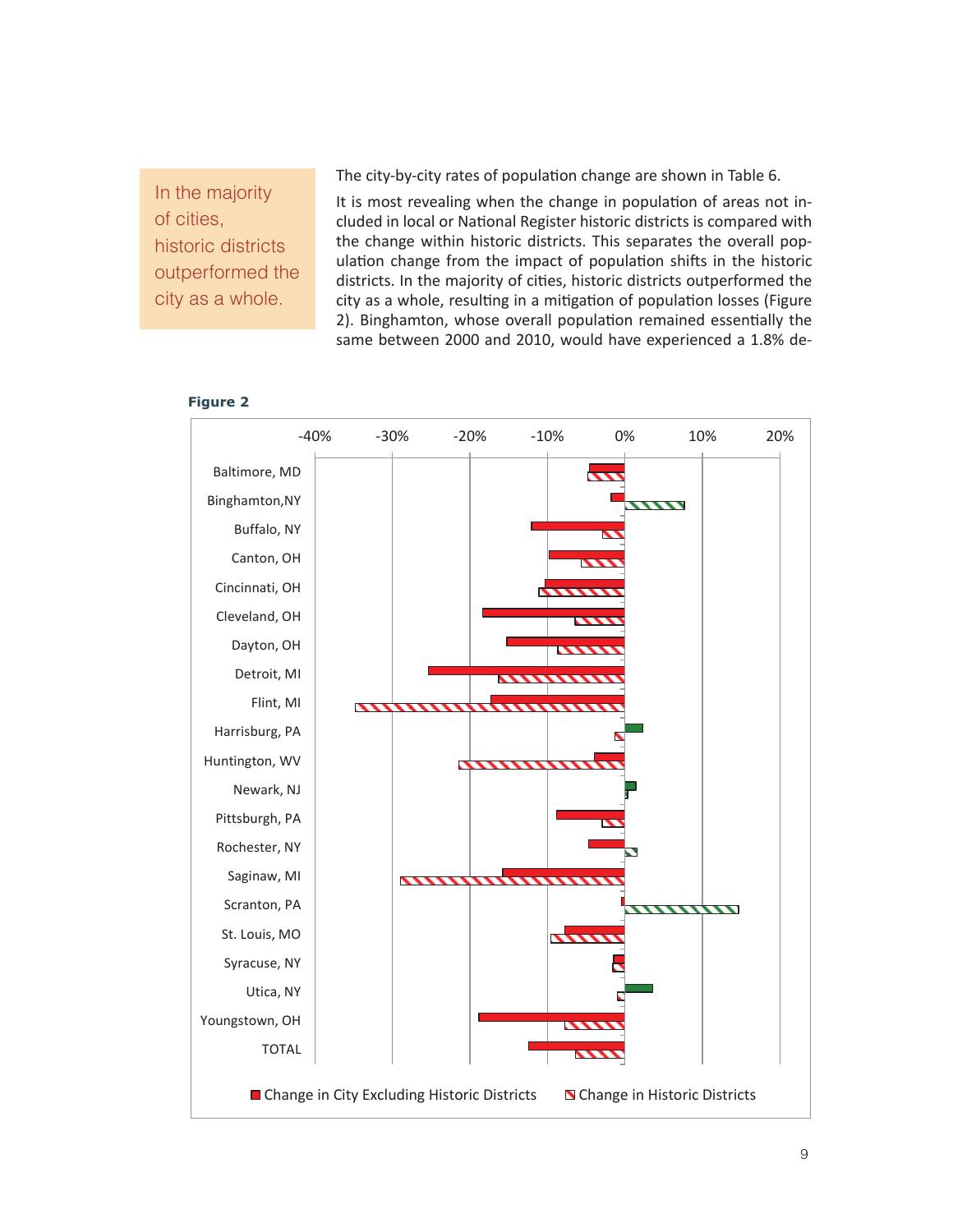> In the majority of cities, historic districts outperformed the city as a whole.

The city-by-city rates of population change are shown in Table 6.

It is most revealing when the change in population of areas not included in local or National Register historic districts is compared with the change within historic districts. This separates the overall population change from the impact of population shifts in the historic districts. In the majority of cities, historic districts outperformed the city as a whole, resulting in a mitigation of population losses (Figure 2). Binghamton, whose overall population remained essentially the same between 2000 and 2010, would have experienced a 1.8% de-

**Figure 2**

Legend: Change in City Excluding Historic Districts; Change in Historic Districts

Cities shown: Baltimore, MD; Binghamton, NY; Buffalo, NY; Canton, OH; Cincinnati, OH; Cleveland, OH; Dayton, OH; Detroit, MI; Flint, MI; Harrisburg, PA; Huntington, WV; Newark, NJ; Pittsburgh, PA; Rochester, NY; Saginaw, MI; Scranton, PA; St. Louis, MO; Syracuse, NY; Utica, NY; Youngstown, OH; TOTAL

Axis: -40% to 20%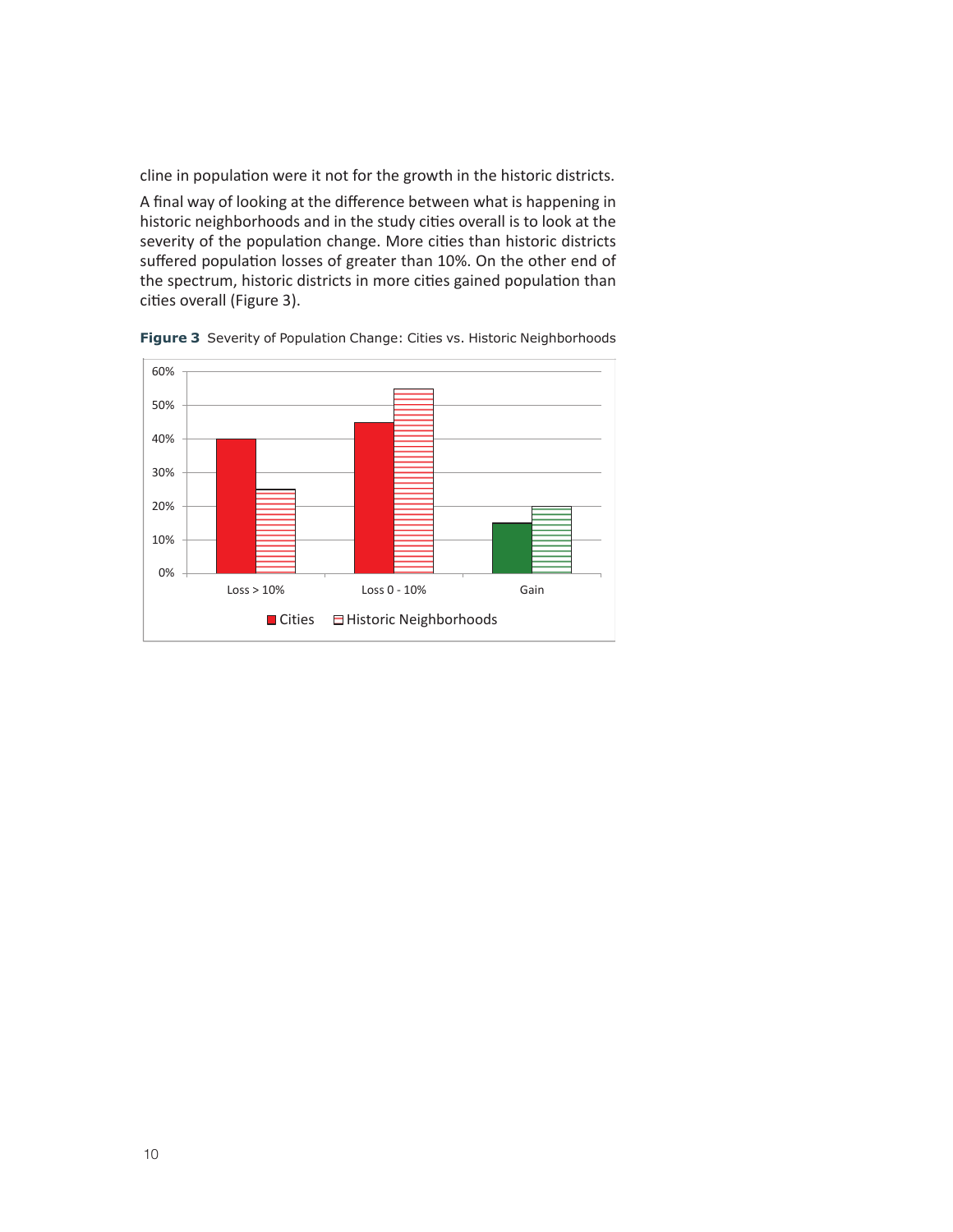cline in population were it not for the growth in the historic districts.

A final way of looking at the difference between what is happening in historic neighborhoods and in the study cities overall is to look at the severity of the population change. More cities than historic districts suffered population losses of greater than 10%. On the other end of the spectrum, historic districts in more cities gained population than cities overall (Figure 3).

**Figure 3** Severity of Population Change: Cities vs. Historic Neighborhoods

| | Cities | Historic Neighborhoods |
|---|---|---|
| Loss > 10% | 40% | 25% |
| Loss 0 - 10% | 45% | 55% |
| Gain | 15% | 20% |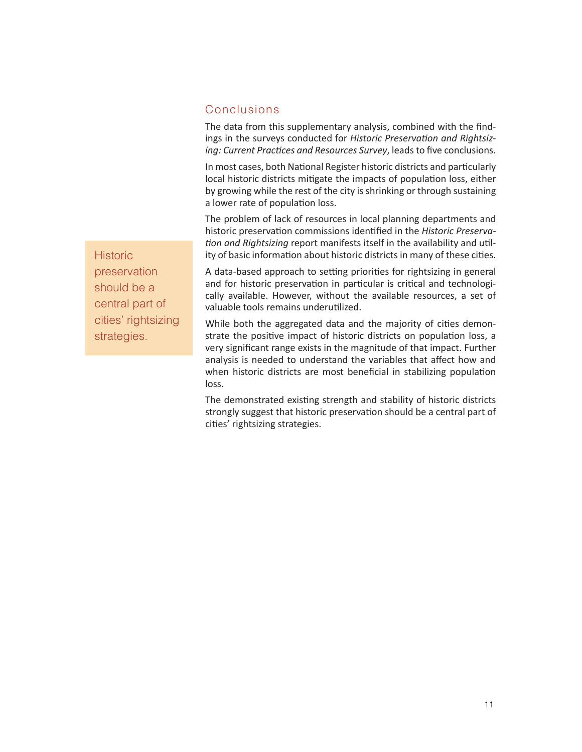## Conclusions

The data from this supplementary analysis, combined with the findings in the surveys conducted for *Historic Preservation and Rightsizing: Current Practices and Resources Survey*, leads to five conclusions.

In most cases, both National Register historic districts and particularly local historic districts mitigate the impacts of population loss, either by growing while the rest of the city is shrinking or through sustaining a lower rate of population loss.

The problem of lack of resources in local planning departments and historic preservation commissions identified in the *Historic Preservation and Rightsizing* report manifests itself in the availability and utility of basic information about historic districts in many of these cities.

> Historic preservation should be a central part of cities' rightsizing strategies.

A data-based approach to setting priorities for rightsizing in general and for historic preservation in particular is critical and technologically available. However, without the available resources, a set of valuable tools remains underutilized.

While both the aggregated data and the majority of cities demonstrate the positive impact of historic districts on population loss, a very significant range exists in the magnitude of that impact. Further analysis is needed to understand the variables that affect how and when historic districts are most beneficial in stabilizing population loss.

The demonstrated existing strength and stability of historic districts strongly suggest that historic preservation should be a central part of cities' rightsizing strategies.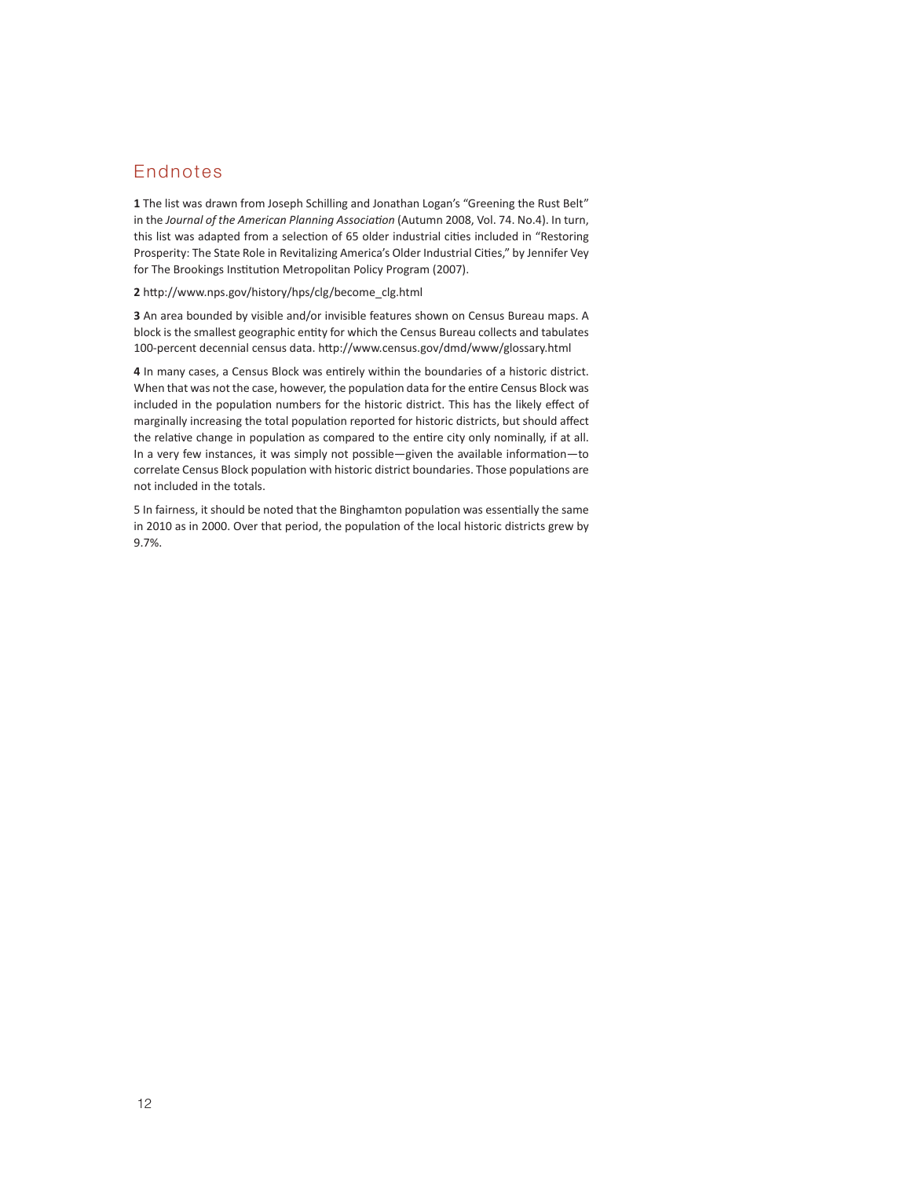## Endnotes

**1** The list was drawn from Joseph Schilling and Jonathan Logan's "Greening the Rust Belt" in the *Journal of the American Planning Association* (Autumn 2008, Vol. 74. No.4). In turn, this list was adapted from a selection of 65 older industrial cities included in "Restoring Prosperity: The State Role in Revitalizing America's Older Industrial Cities," by Jennifer Vey for The Brookings Institution Metropolitan Policy Program (2007).

**2** http://www.nps.gov/history/hps/clg/become_clg.html

**3** An area bounded by visible and/or invisible features shown on Census Bureau maps. A block is the smallest geographic entity for which the Census Bureau collects and tabulates 100-percent decennial census data. http://www.census.gov/dmd/www/glossary.html

**4** In many cases, a Census Block was entirely within the boundaries of a historic district. When that was not the case, however, the population data for the entire Census Block was included in the population numbers for the historic district. This has the likely effect of marginally increasing the total population reported for historic districts, but should affect the relative change in population as compared to the entire city only nominally, if at all. In a very few instances, it was simply not possible—given the available information—to correlate Census Block population with historic district boundaries. Those populations are not included in the totals.

5 In fairness, it should be noted that the Binghamton population was essentially the same in 2010 as in 2000. Over that period, the population of the local historic districts grew by 9.7%.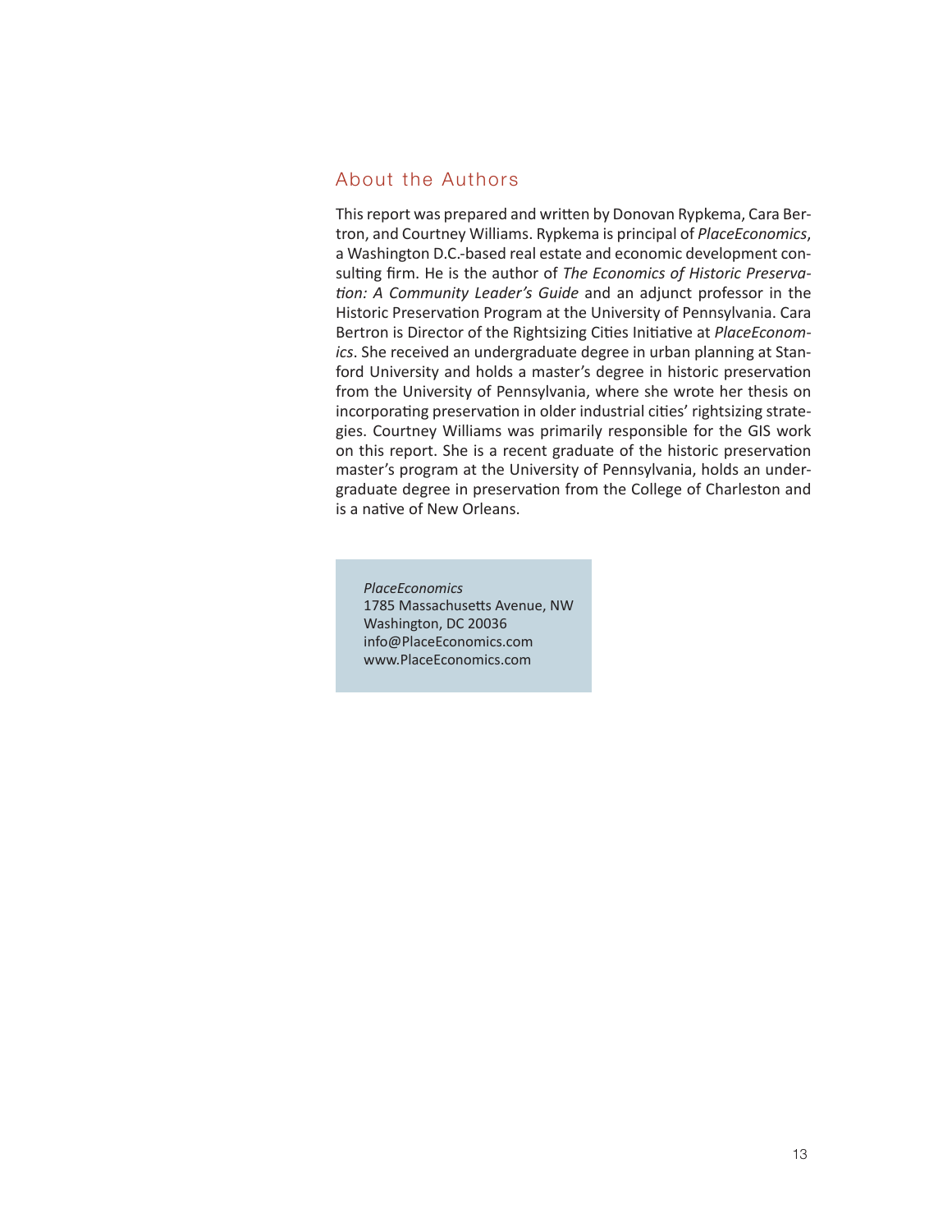## About the Authors

This report was prepared and written by Donovan Rypkema, Cara Bertron, and Courtney Williams. Rypkema is principal of *PlaceEconomics*, a Washington D.C.-based real estate and economic development consulting firm. He is the author of *The Economics of Historic Preservation: A Community Leader's Guide* and an adjunct professor in the Historic Preservation Program at the University of Pennsylvania. Cara Bertron is Director of the Rightsizing Cities Initiative at *PlaceEconomics*. She received an undergraduate degree in urban planning at Stanford University and holds a master's degree in historic preservation from the University of Pennsylvania, where she wrote her thesis on incorporating preservation in older industrial cities' rightsizing strategies. Courtney Williams was primarily responsible for the GIS work on this report. She is a recent graduate of the historic preservation master's program at the University of Pennsylvania, holds an undergraduate degree in preservation from the College of Charleston and is a native of New Orleans.

*PlaceEconomics*
1785 Massachusetts Avenue, NW
Washington, DC 20036
info@PlaceEconomics.com
www.PlaceEconomics.com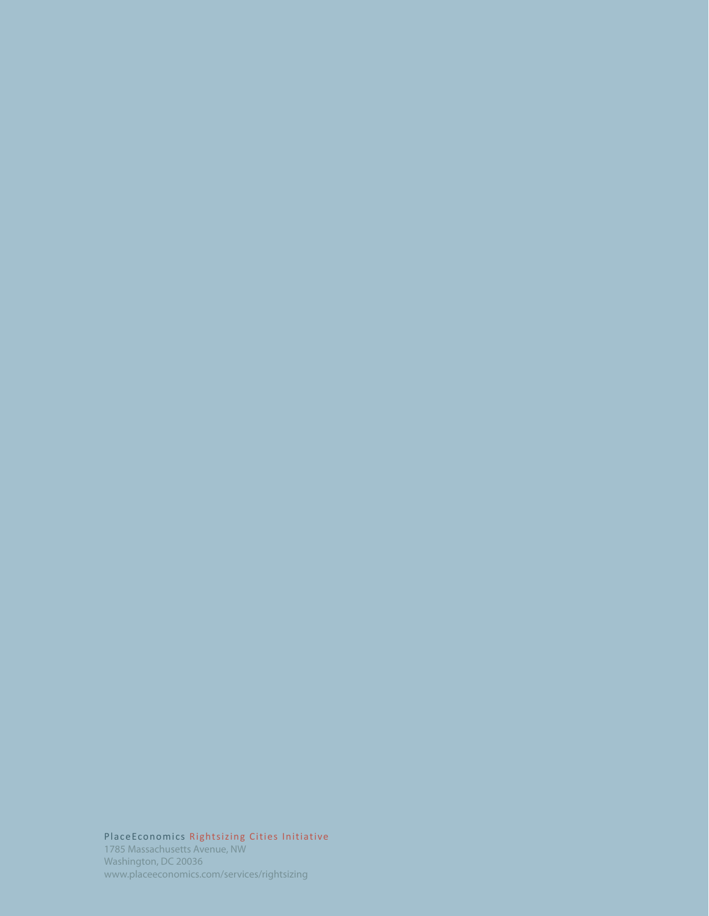PlaceEconomics Rightsizing Cities Initiative
1785 Massachusetts Avenue, NW
Washington, DC 20036
www.placeeconomics.com/services/rightsizing